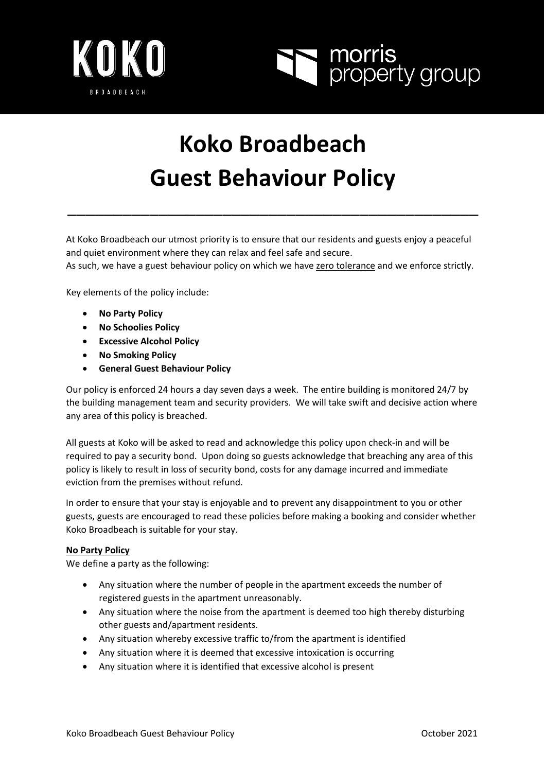# Koko Broadbeach
# Guest Behaviour Policy

---

At Koko Broadbeach our utmost priority is to ensure that our residents and guests enjoy a peaceful and quiet environment where they can relax and feel safe and secure.
As such, we have a guest behaviour policy on which we have zero tolerance and we enforce strictly.

Key elements of the policy include:

- **No Party Policy**
- **No Schoolies Policy**
- **Excessive Alcohol Policy**
- **No Smoking Policy**
- **General Guest Behaviour Policy**

Our policy is enforced 24 hours a day seven days a week. The entire building is monitored 24/7 by the building management team and security providers. We will take swift and decisive action where any area of this policy is breached.

All guests at Koko will be asked to read and acknowledge this policy upon check-in and will be required to pay a security bond. Upon doing so guests acknowledge that breaching any area of this policy is likely to result in loss of security bond, costs for any damage incurred and immediate eviction from the premises without refund.

In order to ensure that your stay is enjoyable and to prevent any disappointment to you or other guests, guests are encouraged to read these policies before making a booking and consider whether Koko Broadbeach is suitable for your stay.

**No Party Policy**

We define a party as the following:

- Any situation where the number of people in the apartment exceeds the number of registered guests in the apartment unreasonably.
- Any situation where the noise from the apartment is deemed too high thereby disturbing other guests and/apartment residents.
- Any situation whereby excessive traffic to/from the apartment is identified
- Any situation where it is deemed that excessive intoxication is occurring
- Any situation where it is identified that excessive alcohol is present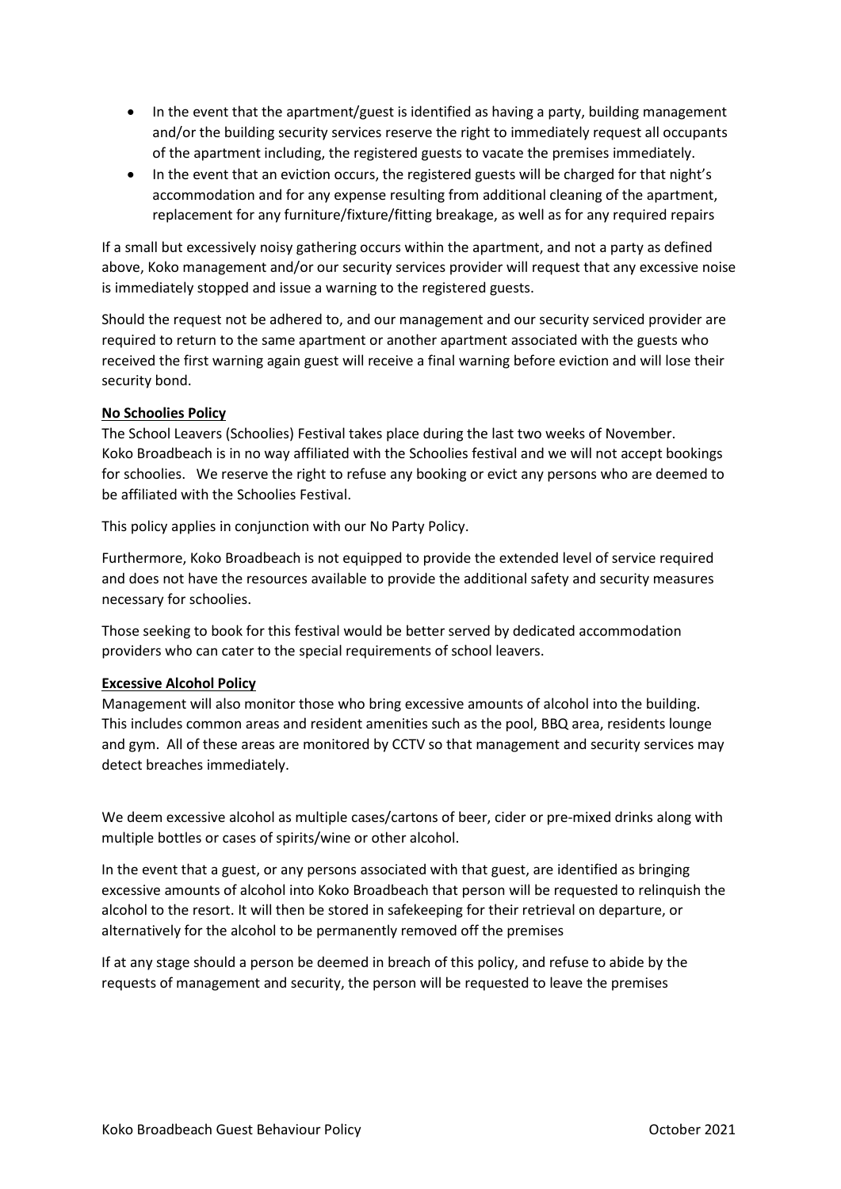- In the event that the apartment/guest is identified as having a party, building management and/or the building security services reserve the right to immediately request all occupants of the apartment including, the registered guests to vacate the premises immediately.
- In the event that an eviction occurs, the registered guests will be charged for that night's accommodation and for any expense resulting from additional cleaning of the apartment, replacement for any furniture/fixture/fitting breakage, as well as for any required repairs

If a small but excessively noisy gathering occurs within the apartment, and not a party as defined above, Koko management and/or our security services provider will request that any excessive noise is immediately stopped and issue a warning to the registered guests.

Should the request not be adhered to, and our management and our security serviced provider are required to return to the same apartment or another apartment associated with the guests who received the first warning again guest will receive a final warning before eviction and will lose their security bond.

**No Schoolies Policy**

The School Leavers (Schoolies) Festival takes place during the last two weeks of November. Koko Broadbeach is in no way affiliated with the Schoolies festival and we will not accept bookings for schoolies. We reserve the right to refuse any booking or evict any persons who are deemed to be affiliated with the Schoolies Festival.

This policy applies in conjunction with our No Party Policy.

Furthermore, Koko Broadbeach is not equipped to provide the extended level of service required and does not have the resources available to provide the additional safety and security measures necessary for schoolies.

Those seeking to book for this festival would be better served by dedicated accommodation providers who can cater to the special requirements of school leavers.

**Excessive Alcohol Policy**

Management will also monitor those who bring excessive amounts of alcohol into the building. This includes common areas and resident amenities such as the pool, BBQ area, residents lounge and gym. All of these areas are monitored by CCTV so that management and security services may detect breaches immediately.

We deem excessive alcohol as multiple cases/cartons of beer, cider or pre-mixed drinks along with multiple bottles or cases of spirits/wine or other alcohol.

In the event that a guest, or any persons associated with that guest, are identified as bringing excessive amounts of alcohol into Koko Broadbeach that person will be requested to relinquish the alcohol to the resort. It will then be stored in safekeeping for their retrieval on departure, or alternatively for the alcohol to be permanently removed off the premises

If at any stage should a person be deemed in breach of this policy, and refuse to abide by the requests of management and security, the person will be requested to leave the premises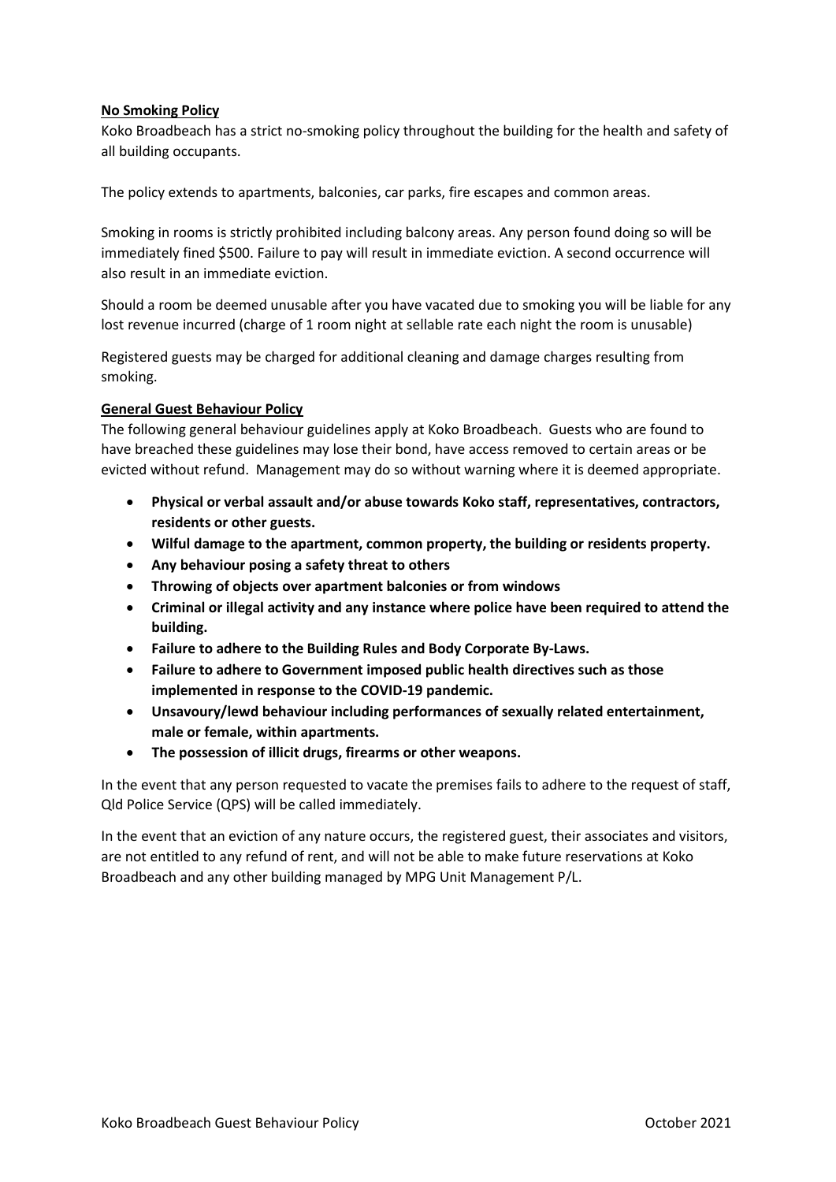**No Smoking Policy**

Koko Broadbeach has a strict no-smoking policy throughout the building for the health and safety of all building occupants.

The policy extends to apartments, balconies, car parks, fire escapes and common areas.

Smoking in rooms is strictly prohibited including balcony areas. Any person found doing so will be immediately fined $500. Failure to pay will result in immediate eviction. A second occurrence will also result in an immediate eviction.

Should a room be deemed unusable after you have vacated due to smoking you will be liable for any lost revenue incurred (charge of 1 room night at sellable rate each night the room is unusable)

Registered guests may be charged for additional cleaning and damage charges resulting from smoking.

**General Guest Behaviour Policy**

The following general behaviour guidelines apply at Koko Broadbeach. Guests who are found to have breached these guidelines may lose their bond, have access removed to certain areas or be evicted without refund. Management may do so without warning where it is deemed appropriate.

- **Physical or verbal assault and/or abuse towards Koko staff, representatives, contractors, residents or other guests.**
- **Wilful damage to the apartment, common property, the building or residents property.**
- **Any behaviour posing a safety threat to others**
- **Throwing of objects over apartment balconies or from windows**
- **Criminal or illegal activity and any instance where police have been required to attend the building.**
- **Failure to adhere to the Building Rules and Body Corporate By-Laws.**
- **Failure to adhere to Government imposed public health directives such as those implemented in response to the COVID-19 pandemic.**
- **Unsavoury/lewd behaviour including performances of sexually related entertainment, male or female, within apartments.**
- **The possession of illicit drugs, firearms or other weapons.**

In the event that any person requested to vacate the premises fails to adhere to the request of staff, Qld Police Service (QPS) will be called immediately.

In the event that an eviction of any nature occurs, the registered guest, their associates and visitors, are not entitled to any refund of rent, and will not be able to make future reservations at Koko Broadbeach and any other building managed by MPG Unit Management P/L.